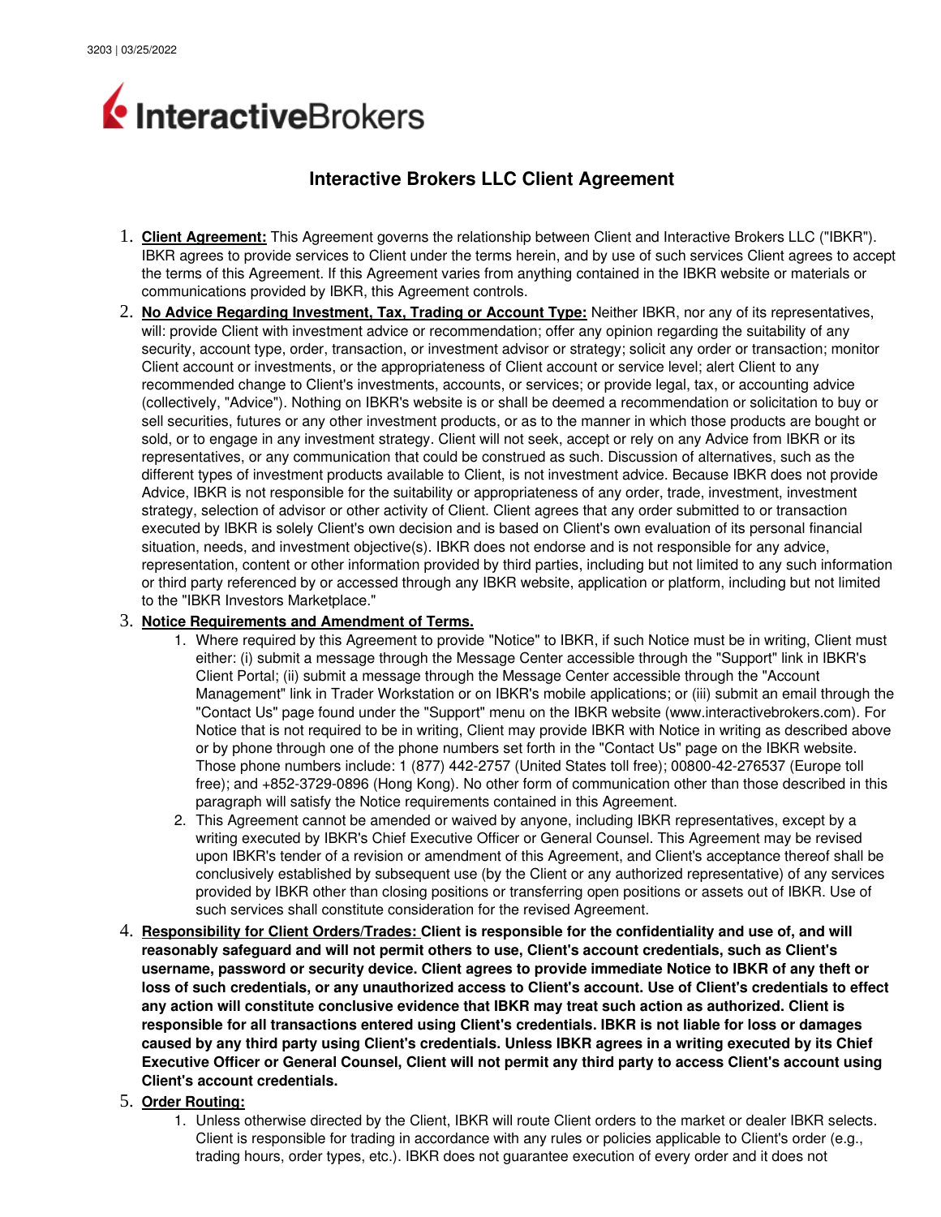3203 | 03/25/2022

InteractiveBrokers

# Interactive Brokers LLC Client Agreement

1. **Client Agreement:** This Agreement governs the relationship between Client and Interactive Brokers LLC ("IBKR"). IBKR agrees to provide services to Client under the terms herein, and by use of such services Client agrees to accept the terms of this Agreement. If this Agreement varies from anything contained in the IBKR website or materials or communications provided by IBKR, this Agreement controls.
2. **No Advice Regarding Investment, Tax, Trading or Account Type:** Neither IBKR, nor any of its representatives, will: provide Client with investment advice or recommendation; offer any opinion regarding the suitability of any security, account type, order, transaction, or investment advisor or strategy; solicit any order or transaction; monitor Client account or investments, or the appropriateness of Client account or service level; alert Client to any recommended change to Client's investments, accounts, or services; or provide legal, tax, or accounting advice (collectively, "Advice"). Nothing on IBKR's website is or shall be deemed a recommendation or solicitation to buy or sell securities, futures or any other investment products, or as to the manner in which those products are bought or sold, or to engage in any investment strategy. Client will not seek, accept or rely on any Advice from IBKR or its representatives, or any communication that could be construed as such. Discussion of alternatives, such as the different types of investment products available to Client, is not investment advice. Because IBKR does not provide Advice, IBKR is not responsible for the suitability or appropriateness of any order, trade, investment, investment strategy, selection of advisor or other activity of Client. Client agrees that any order submitted to or transaction executed by IBKR is solely Client's own decision and is based on Client's own evaluation of its personal financial situation, needs, and investment objective(s). IBKR does not endorse and is not responsible for any advice, representation, content or other information provided by third parties, including but not limited to any such information or third party referenced by or accessed through any IBKR website, application or platform, including but not limited to the "IBKR Investors Marketplace."
3. **Notice Requirements and Amendment of Terms.**
    1. Where required by this Agreement to provide "Notice" to IBKR, if such Notice must be in writing, Client must either: (i) submit a message through the Message Center accessible through the "Support" link in IBKR's Client Portal; (ii) submit a message through the Message Center accessible through the "Account Management" link in Trader Workstation or on IBKR's mobile applications; or (iii) submit an email through the "Contact Us" page found under the "Support" menu on the IBKR website (www.interactivebrokers.com). For Notice that is not required to be in writing, Client may provide IBKR with Notice in writing as described above or by phone through one of the phone numbers set forth in the "Contact Us" page on the IBKR website. Those phone numbers include: 1 (877) 442-2757 (United States toll free); 00800-42-276537 (Europe toll free); and +852-3729-0896 (Hong Kong). No other form of communication other than those described in this paragraph will satisfy the Notice requirements contained in this Agreement.
    2. This Agreement cannot be amended or waived by anyone, including IBKR representatives, except by a writing executed by IBKR's Chief Executive Officer or General Counsel. This Agreement may be revised upon IBKR's tender of a revision or amendment of this Agreement, and Client's acceptance thereof shall be conclusively established by subsequent use (by the Client or any authorized representative) of any services provided by IBKR other than closing positions or transferring open positions or assets out of IBKR. Use of such services shall constitute consideration for the revised Agreement.
4. **Responsibility for Client Orders/Trades: Client is responsible for the confidentiality and use of, and will reasonably safeguard and will not permit others to use, Client's account credentials, such as Client's username, password or security device. Client agrees to provide immediate Notice to IBKR of any theft or loss of such credentials, or any unauthorized access to Client's account. Use of Client's credentials to effect any action will constitute conclusive evidence that IBKR may treat such action as authorized. Client is responsible for all transactions entered using Client's credentials. IBKR is not liable for loss or damages caused by any third party using Client's credentials. Unless IBKR agrees in a writing executed by its Chief Executive Officer or General Counsel, Client will not permit any third party to access Client's account using Client's account credentials.**
5. **Order Routing:**
    1. Unless otherwise directed by the Client, IBKR will route Client orders to the market or dealer IBKR selects. Client is responsible for trading in accordance with any rules or policies applicable to Client's order (e.g., trading hours, order types, etc.). IBKR does not guarantee execution of every order and it does not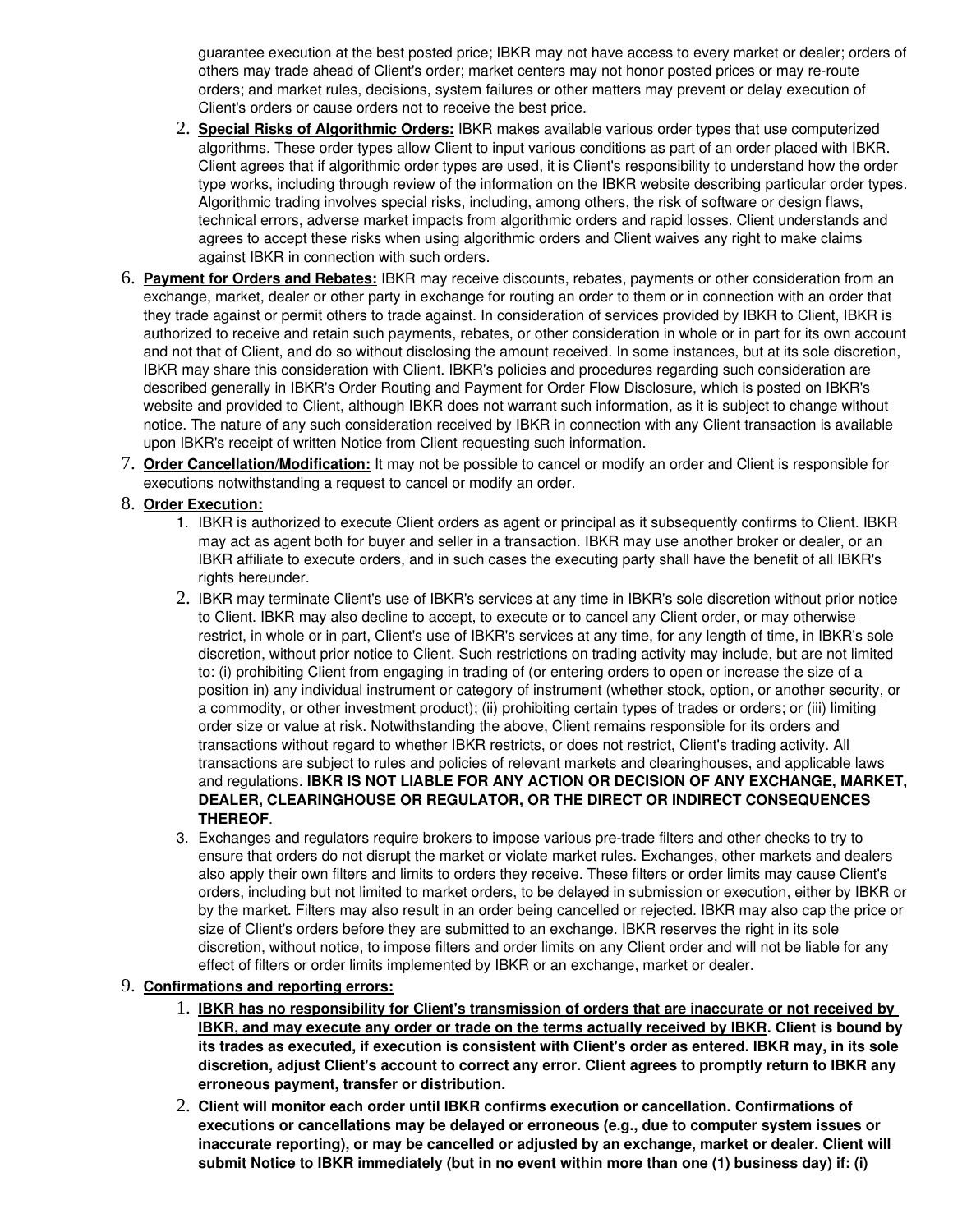guarantee execution at the best posted price; IBKR may not have access to every market or dealer; orders of others may trade ahead of Client's order; market centers may not honor posted prices or may re-route orders; and market rules, decisions, system failures or other matters may prevent or delay execution of Client's orders or cause orders not to receive the best price.

2. **Special Risks of Algorithmic Orders:** IBKR makes available various order types that use computerized algorithms. These order types allow Client to input various conditions as part of an order placed with IBKR. Client agrees that if algorithmic order types are used, it is Client's responsibility to understand how the order type works, including through review of the information on the IBKR website describing particular order types. Algorithmic trading involves special risks, including, among others, the risk of software or design flaws, technical errors, adverse market impacts from algorithmic orders and rapid losses. Client understands and agrees to accept these risks when using algorithmic orders and Client waives any right to make claims against IBKR in connection with such orders.

6. **Payment for Orders and Rebates:** IBKR may receive discounts, rebates, payments or other consideration from an exchange, market, dealer or other party in exchange for routing an order to them or in connection with an order that they trade against or permit others to trade against. In consideration of services provided by IBKR to Client, IBKR is authorized to receive and retain such payments, rebates, or other consideration in whole or in part for its own account and not that of Client, and do so without disclosing the amount received. In some instances, but at its sole discretion, IBKR may share this consideration with Client. IBKR's policies and procedures regarding such consideration are described generally in IBKR's Order Routing and Payment for Order Flow Disclosure, which is posted on IBKR's website and provided to Client, although IBKR does not warrant such information, as it is subject to change without notice. The nature of any such consideration received by IBKR in connection with any Client transaction is available upon IBKR's receipt of written Notice from Client requesting such information.

7. **Order Cancellation/Modification:** It may not be possible to cancel or modify an order and Client is responsible for executions notwithstanding a request to cancel or modify an order.

8. **Order Execution:**
   1. IBKR is authorized to execute Client orders as agent or principal as it subsequently confirms to Client. IBKR may act as agent both for buyer and seller in a transaction. IBKR may use another broker or dealer, or an IBKR affiliate to execute orders, and in such cases the executing party shall have the benefit of all IBKR's rights hereunder.
   2. IBKR may terminate Client's use of IBKR's services at any time in IBKR's sole discretion without prior notice to Client. IBKR may also decline to accept, to execute or to cancel any Client order, or may otherwise restrict, in whole or in part, Client's use of IBKR's services at any time, for any length of time, in IBKR's sole discretion, without prior notice to Client. Such restrictions on trading activity may include, but are not limited to: (i) prohibiting Client from engaging in trading of (or entering orders to open or increase the size of a position in) any individual instrument or category of instrument (whether stock, option, or another security, or a commodity, or other investment product); (ii) prohibiting certain types of trades or orders; or (iii) limiting order size or value at risk. Notwithstanding the above, Client remains responsible for its orders and transactions without regard to whether IBKR restricts, or does not restrict, Client's trading activity. All transactions are subject to rules and policies of relevant markets and clearinghouses, and applicable laws and regulations. **IBKR IS NOT LIABLE FOR ANY ACTION OR DECISION OF ANY EXCHANGE, MARKET, DEALER, CLEARINGHOUSE OR REGULATOR, OR THE DIRECT OR INDIRECT CONSEQUENCES THEREOF**.
   3. Exchanges and regulators require brokers to impose various pre-trade filters and other checks to try to ensure that orders do not disrupt the market or violate market rules. Exchanges, other markets and dealers also apply their own filters and limits to orders they receive. These filters or order limits may cause Client's orders, including but not limited to market orders, to be delayed in submission or execution, either by IBKR or by the market. Filters may also result in an order being cancelled or rejected. IBKR may also cap the price or size of Client's orders before they are submitted to an exchange. IBKR reserves the right in its sole discretion, without notice, to impose filters and order limits on any Client order and will not be liable for any effect of filters or order limits implemented by IBKR or an exchange, market or dealer.

9. **Confirmations and reporting errors:**
   1. **IBKR has no responsibility for Client's transmission of orders that are inaccurate or not received by IBKR, and may execute any order or trade on the terms actually received by IBKR. Client is bound by its trades as executed, if execution is consistent with Client's order as entered. IBKR may, in its sole discretion, adjust Client's account to correct any error. Client agrees to promptly return to IBKR any erroneous payment, transfer or distribution.**
   2. **Client will monitor each order until IBKR confirms execution or cancellation. Confirmations of executions or cancellations may be delayed or erroneous (e.g., due to computer system issues or inaccurate reporting), or may be cancelled or adjusted by an exchange, market or dealer. Client will submit Notice to IBKR immediately (but in no event within more than one (1) business day) if: (i)**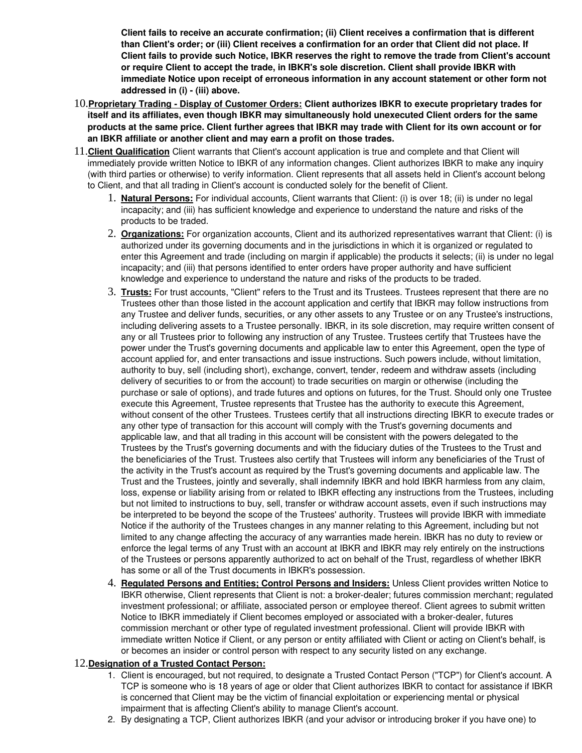**Client fails to receive an accurate confirmation; (ii) Client receives a confirmation that is different than Client's order; or (iii) Client receives a confirmation for an order that Client did not place. If Client fails to provide such Notice, IBKR reserves the right to remove the trade from Client's account or require Client to accept the trade, in IBKR's sole discretion. Client shall provide IBKR with immediate Notice upon receipt of erroneous information in any account statement or other form not addressed in (i) - (iii) above.**

10. **<u>Proprietary Trading - Display of Customer Orders:</u> Client authorizes IBKR to execute proprietary trades for itself and its affiliates, even though IBKR may simultaneously hold unexecuted Client orders for the same products at the same price. Client further agrees that IBKR may trade with Client for its own account or for an IBKR affiliate or another client and may earn a profit on those trades.**

11. **<u>Client Qualification</u>** Client warrants that Client's account application is true and complete and that Client will immediately provide written Notice to IBKR of any information changes. Client authorizes IBKR to make any inquiry (with third parties or otherwise) to verify information. Client represents that all assets held in Client's account belong to Client, and that all trading in Client's account is conducted solely for the benefit of Client.

    1. **<u>Natural Persons:</u>** For individual accounts, Client warrants that Client: (i) is over 18; (ii) is under no legal incapacity; and (iii) has sufficient knowledge and experience to understand the nature and risks of the products to be traded.
    2. **<u>Organizations:</u>** For organization accounts, Client and its authorized representatives warrant that Client: (i) is authorized under its governing documents and in the jurisdictions in which it is organized or regulated to enter this Agreement and trade (including on margin if applicable) the products it selects; (ii) is under no legal incapacity; and (iii) that persons identified to enter orders have proper authority and have sufficient knowledge and experience to understand the nature and risks of the products to be traded.
    3. **<u>Trusts:</u>** For trust accounts, "Client" refers to the Trust and its Trustees. Trustees represent that there are no Trustees other than those listed in the account application and certify that IBKR may follow instructions from any Trustee and deliver funds, securities, or any other assets to any Trustee or on any Trustee's instructions, including delivering assets to a Trustee personally. IBKR, in its sole discretion, may require written consent of any or all Trustees prior to following any instruction of any Trustee. Trustees certify that Trustees have the power under the Trust's governing documents and applicable law to enter this Agreement, open the type of account applied for, and enter transactions and issue instructions. Such powers include, without limitation, authority to buy, sell (including short), exchange, convert, tender, redeem and withdraw assets (including delivery of securities to or from the account) to trade securities on margin or otherwise (including the purchase or sale of options), and trade futures and options on futures, for the Trust. Should only one Trustee execute this Agreement, Trustee represents that Trustee has the authority to execute this Agreement, without consent of the other Trustees. Trustees certify that all instructions directing IBKR to execute trades or any other type of transaction for this account will comply with the Trust's governing documents and applicable law, and that all trading in this account will be consistent with the powers delegated to the Trustees by the Trust's governing documents and with the fiduciary duties of the Trustees to the Trust and the beneficiaries of the Trust. Trustees also certify that Trustees will inform any beneficiaries of the Trust of the activity in the Trust's account as required by the Trust's governing documents and applicable law. The Trust and the Trustees, jointly and severally, shall indemnify IBKR and hold IBKR harmless from any claim, loss, expense or liability arising from or related to IBKR effecting any instructions from the Trustees, including but not limited to instructions to buy, sell, transfer or withdraw account assets, even if such instructions may be interpreted to be beyond the scope of the Trustees' authority. Trustees will provide IBKR with immediate Notice if the authority of the Trustees changes in any manner relating to this Agreement, including but not limited to any change affecting the accuracy of any warranties made herein. IBKR has no duty to review or enforce the legal terms of any Trust with an account at IBKR and IBKR may rely entirely on the instructions of the Trustees or persons apparently authorized to act on behalf of the Trust, regardless of whether IBKR has some or all of the Trust documents in IBKR's possession.
    4. **<u>Regulated Persons and Entities; Control Persons and Insiders:</u>** Unless Client provides written Notice to IBKR otherwise, Client represents that Client is not: a broker-dealer; futures commission merchant; regulated investment professional; or affiliate, associated person or employee thereof. Client agrees to submit written Notice to IBKR immediately if Client becomes employed or associated with a broker-dealer, futures commission merchant or other type of regulated investment professional. Client will provide IBKR with immediate written Notice if Client, or any person or entity affiliated with Client or acting on Client's behalf, is or becomes an insider or control person with respect to any security listed on any exchange.

12. **<u>Designation of a Trusted Contact Person:</u>**

    1. Client is encouraged, but not required, to designate a Trusted Contact Person ("TCP") for Client's account. A TCP is someone who is 18 years of age or older that Client authorizes IBKR to contact for assistance if IBKR is concerned that Client may be the victim of financial exploitation or experiencing mental or physical impairment that is affecting Client's ability to manage Client's account.
    2. By designating a TCP, Client authorizes IBKR (and your advisor or introducing broker if you have one) to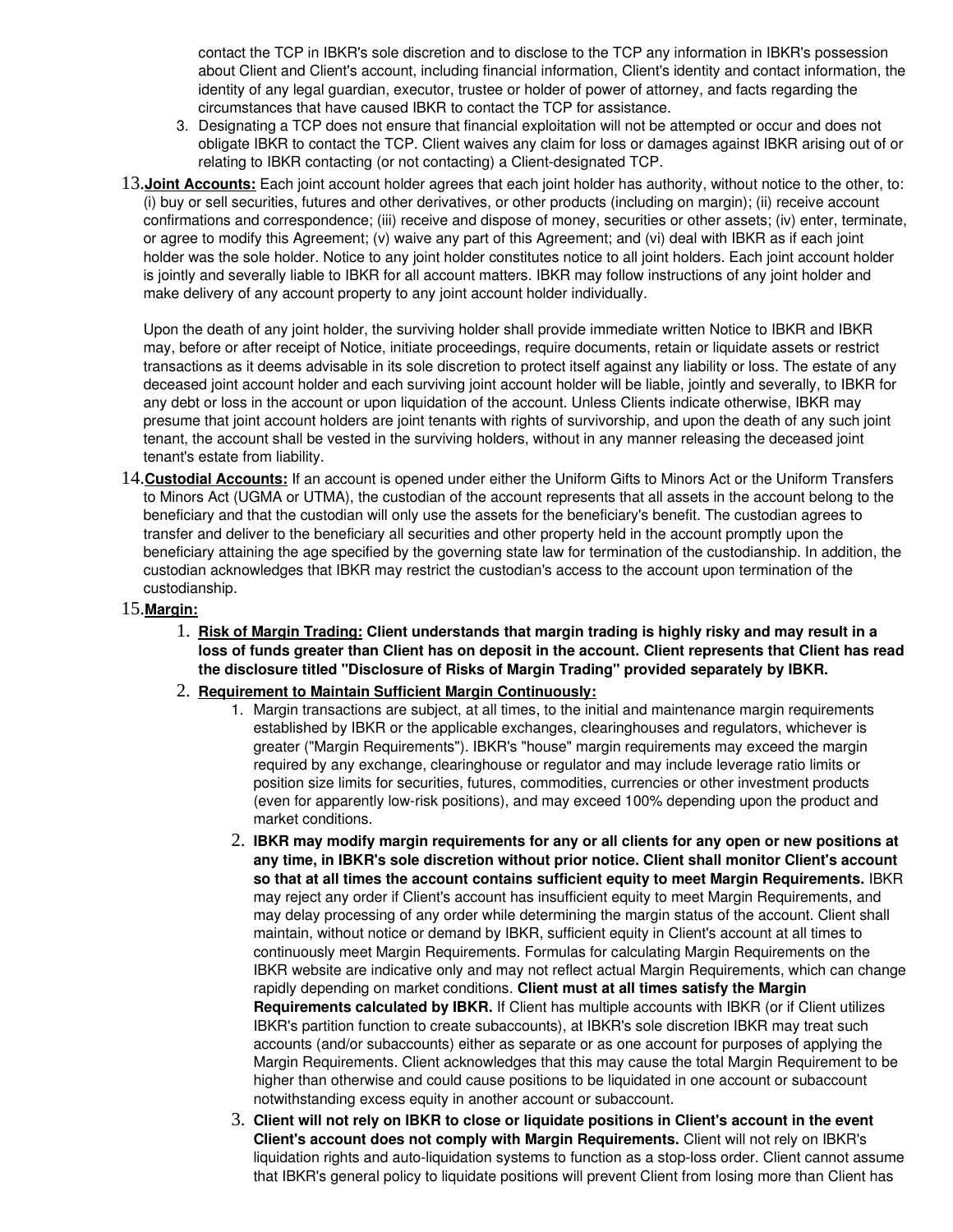contact the TCP in IBKR's sole discretion and to disclose to the TCP any information in IBKR's possession about Client and Client's account, including financial information, Client's identity and contact information, the identity of any legal guardian, executor, trustee or holder of power of attorney, and facts regarding the circumstances that have caused IBKR to contact the TCP for assistance.

3. Designating a TCP does not ensure that financial exploitation will not be attempted or occur and does not obligate IBKR to contact the TCP. Client waives any claim for loss or damages against IBKR arising out of or relating to IBKR contacting (or not contacting) a Client-designated TCP.

13. **Joint Accounts:** Each joint account holder agrees that each joint holder has authority, without notice to the other, to: (i) buy or sell securities, futures and other derivatives, or other products (including on margin); (ii) receive account confirmations and correspondence; (iii) receive and dispose of money, securities or other assets; (iv) enter, terminate, or agree to modify this Agreement; (v) waive any part of this Agreement; and (vi) deal with IBKR as if each joint holder was the sole holder. Notice to any joint holder constitutes notice to all joint holders. Each joint account holder is jointly and severally liable to IBKR for all account matters. IBKR may follow instructions of any joint holder and make delivery of any account property to any joint account holder individually.

    Upon the death of any joint holder, the surviving holder shall provide immediate written Notice to IBKR and IBKR may, before or after receipt of Notice, initiate proceedings, require documents, retain or liquidate assets or restrict transactions as it deems advisable in its sole discretion to protect itself against any liability or loss. The estate of any deceased joint account holder and each surviving joint account holder will be liable, jointly and severally, to IBKR for any debt or loss in the account or upon liquidation of the account. Unless Clients indicate otherwise, IBKR may presume that joint account holders are joint tenants with rights of survivorship, and upon the death of any such joint tenant, the account shall be vested in the surviving holders, without in any manner releasing the deceased joint tenant's estate from liability.

14. **Custodial Accounts:** If an account is opened under either the Uniform Gifts to Minors Act or the Uniform Transfers to Minors Act (UGMA or UTMA), the custodian of the account represents that all assets in the account belong to the beneficiary and that the custodian will only use the assets for the beneficiary's benefit. The custodian agrees to transfer and deliver to the beneficiary all securities and other property held in the account promptly upon the beneficiary attaining the age specified by the governing state law for termination of the custodianship. In addition, the custodian acknowledges that IBKR may restrict the custodian's access to the account upon termination of the custodianship.

15. **Margin:**

    1. **Risk of Margin Trading: Client understands that margin trading is highly risky and may result in a loss of funds greater than Client has on deposit in the account. Client represents that Client has read the disclosure titled "Disclosure of Risks of Margin Trading" provided separately by IBKR.**

    2. **Requirement to Maintain Sufficient Margin Continuously:**

        1. Margin transactions are subject, at all times, to the initial and maintenance margin requirements established by IBKR or the applicable exchanges, clearinghouses and regulators, whichever is greater ("Margin Requirements"). IBKR's "house" margin requirements may exceed the margin required by any exchange, clearinghouse or regulator and may include leverage ratio limits or position size limits for securities, futures, commodities, currencies or other investment products (even for apparently low-risk positions), and may exceed 100% depending upon the product and market conditions.

        2. **IBKR may modify margin requirements for any or all clients for any open or new positions at any time, in IBKR's sole discretion without prior notice. Client shall monitor Client's account so that at all times the account contains sufficient equity to meet Margin Requirements.** IBKR may reject any order if Client's account has insufficient equity to meet Margin Requirements, and may delay processing of any order while determining the margin status of the account. Client shall maintain, without notice or demand by IBKR, sufficient equity in Client's account at all times to continuously meet Margin Requirements. Formulas for calculating Margin Requirements on the IBKR website are indicative only and may not reflect actual Margin Requirements, which can change rapidly depending on market conditions. **Client must at all times satisfy the Margin Requirements calculated by IBKR.** If Client has multiple accounts with IBKR (or if Client utilizes IBKR's partition function to create subaccounts), at IBKR's sole discretion IBKR may treat such accounts (and/or subaccounts) either as separate or as one account for purposes of applying the Margin Requirements. Client acknowledges that this may cause the total Margin Requirement to be higher than otherwise and could cause positions to be liquidated in one account or subaccount notwithstanding excess equity in another account or subaccount.

        3. **Client will not rely on IBKR to close or liquidate positions in Client's account in the event Client's account does not comply with Margin Requirements.** Client will not rely on IBKR's liquidation rights and auto-liquidation systems to function as a stop-loss order. Client cannot assume that IBKR's general policy to liquidate positions will prevent Client from losing more than Client has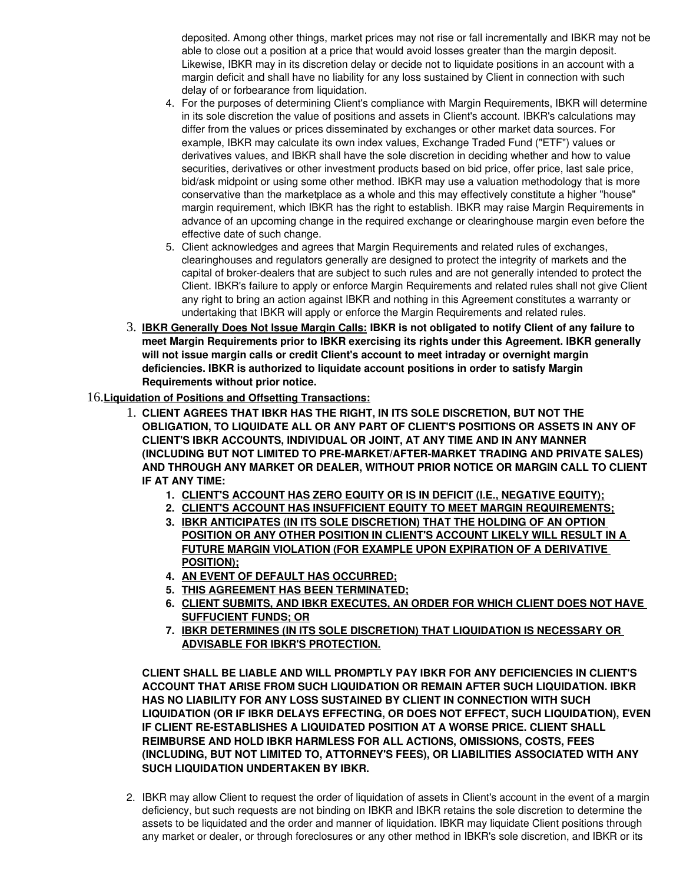deposited. Among other things, market prices may not rise or fall incrementally and IBKR may not be able to close out a position at a price that would avoid losses greater than the margin deposit. Likewise, IBKR may in its discretion delay or decide not to liquidate positions in an account with a margin deficit and shall have no liability for any loss sustained by Client in connection with such delay of or forbearance from liquidation.

4. For the purposes of determining Client's compliance with Margin Requirements, IBKR will determine in its sole discretion the value of positions and assets in Client's account. IBKR's calculations may differ from the values or prices disseminated by exchanges or other market data sources. For example, IBKR may calculate its own index values, Exchange Traded Fund ("ETF") values or derivatives values, and IBKR shall have the sole discretion in deciding whether and how to value securities, derivatives or other investment products based on bid price, offer price, last sale price, bid/ask midpoint or using some other method. IBKR may use a valuation methodology that is more conservative than the marketplace as a whole and this may effectively constitute a higher "house" margin requirement, which IBKR has the right to establish. IBKR may raise Margin Requirements in advance of an upcoming change in the required exchange or clearinghouse margin even before the effective date of such change.
5. Client acknowledges and agrees that Margin Requirements and related rules of exchanges, clearinghouses and regulators generally are designed to protect the integrity of markets and the capital of broker-dealers that are subject to such rules and are not generally intended to protect the Client. IBKR's failure to apply or enforce Margin Requirements and related rules shall not give Client any right to bring an action against IBKR and nothing in this Agreement constitutes a warranty or undertaking that IBKR will apply or enforce the Margin Requirements and related rules.

3. **<u>IBKR Generally Does Not Issue Margin Calls:</u> IBKR is not obligated to notify Client of any failure to meet Margin Requirements prior to IBKR exercising its rights under this Agreement. IBKR generally will not issue margin calls or credit Client's account to meet intraday or overnight margin deficiencies. IBKR is authorized to liquidate account positions in order to satisfy Margin Requirements without prior notice.**

16. **<u>Liquidation of Positions and Offsetting Transactions:</u>**

1. **CLIENT AGREES THAT IBKR HAS THE RIGHT, IN ITS SOLE DISCRETION, BUT NOT THE OBLIGATION, TO LIQUIDATE ALL OR ANY PART OF CLIENT'S POSITIONS OR ASSETS IN ANY OF CLIENT'S IBKR ACCOUNTS, INDIVIDUAL OR JOINT, AT ANY TIME AND IN ANY MANNER (INCLUDING BUT NOT LIMITED TO PRE-MARKET/AFTER-MARKET TRADING AND PRIVATE SALES) AND THROUGH ANY MARKET OR DEALER, WITHOUT PRIOR NOTICE OR MARGIN CALL TO CLIENT IF AT ANY TIME:**
   1. **<u>CLIENT'S ACCOUNT HAS ZERO EQUITY OR IS IN DEFICIT (I.E., NEGATIVE EQUITY);</u>**
   2. **<u>CLIENT'S ACCOUNT HAS INSUFFICIENT EQUITY TO MEET MARGIN REQUIREMENTS;</u>**
   3. **<u>IBKR ANTICIPATES (IN ITS SOLE DISCRETION) THAT THE HOLDING OF AN OPTION POSITION OR ANY OTHER POSITION IN CLIENT'S ACCOUNT LIKELY WILL RESULT IN A FUTURE MARGIN VIOLATION (FOR EXAMPLE UPON EXPIRATION OF A DERIVATIVE POSITION);</u>**
   4. **<u>AN EVENT OF DEFAULT HAS OCCURRED;</u>**
   5. **<u>THIS AGREEMENT HAS BEEN TERMINATED;</u>**
   6. **<u>CLIENT SUBMITS, AND IBKR EXECUTES, AN ORDER FOR WHICH CLIENT DOES NOT HAVE SUFFUCIENT FUNDS; OR</u>**
   7. **<u>IBKR DETERMINES (IN ITS SOLE DISCRETION) THAT LIQUIDATION IS NECESSARY OR ADVISABLE FOR IBKR'S PROTECTION.</u>**

   **CLIENT SHALL BE LIABLE AND WILL PROMPTLY PAY IBKR FOR ANY DEFICIENCIES IN CLIENT'S ACCOUNT THAT ARISE FROM SUCH LIQUIDATION OR REMAIN AFTER SUCH LIQUIDATION. IBKR HAS NO LIABILITY FOR ANY LOSS SUSTAINED BY CLIENT IN CONNECTION WITH SUCH LIQUIDATION (OR IF IBKR DELAYS EFFECTING, OR DOES NOT EFFECT, SUCH LIQUIDATION), EVEN IF CLIENT RE-ESTABLISHES A LIQUIDATED POSITION AT A WORSE PRICE. CLIENT SHALL REIMBURSE AND HOLD IBKR HARMLESS FOR ALL ACTIONS, OMISSIONS, COSTS, FEES (INCLUDING, BUT NOT LIMITED TO, ATTORNEY'S FEES), OR LIABILITIES ASSOCIATED WITH ANY SUCH LIQUIDATION UNDERTAKEN BY IBKR.**

2. IBKR may allow Client to request the order of liquidation of assets in Client's account in the event of a margin deficiency, but such requests are not binding on IBKR and IBKR retains the sole discretion to determine the assets to be liquidated and the order and manner of liquidation. IBKR may liquidate Client positions through any market or dealer, or through foreclosures or any other method in IBKR's sole discretion, and IBKR or its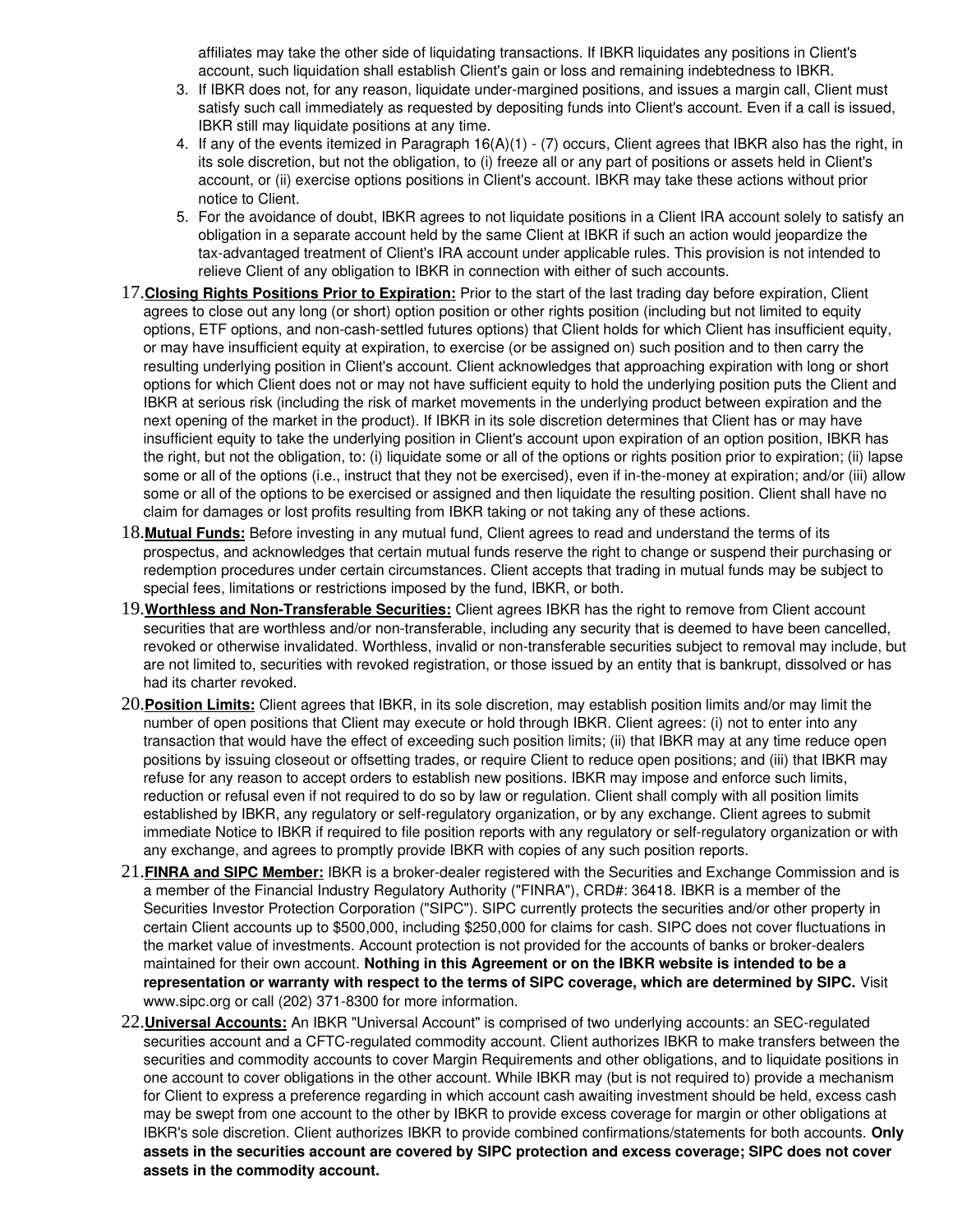affiliates may take the other side of liquidating transactions. If IBKR liquidates any positions in Client's account, such liquidation shall establish Client's gain or loss and remaining indebtedness to IBKR.

3. If IBKR does not, for any reason, liquidate under-margined positions, and issues a margin call, Client must satisfy such call immediately as requested by depositing funds into Client's account. Even if a call is issued, IBKR still may liquidate positions at any time.
4. If any of the events itemized in Paragraph 16(A)(1) - (7) occurs, Client agrees that IBKR also has the right, in its sole discretion, but not the obligation, to (i) freeze all or any part of positions or assets held in Client's account, or (ii) exercise options positions in Client's account. IBKR may take these actions without prior notice to Client.
5. For the avoidance of doubt, IBKR agrees to not liquidate positions in a Client IRA account solely to satisfy an obligation in a separate account held by the same Client at IBKR if such an action would jeopardize the tax-advantaged treatment of Client's IRA account under applicable rules. This provision is not intended to relieve Client of any obligation to IBKR in connection with either of such accounts.

17. **Closing Rights Positions Prior to Expiration:** Prior to the start of the last trading day before expiration, Client agrees to close out any long (or short) option position or other rights position (including but not limited to equity options, ETF options, and non-cash-settled futures options) that Client holds for which Client has insufficient equity, or may have insufficient equity at expiration, to exercise (or be assigned on) such position and to then carry the resulting underlying position in Client's account. Client acknowledges that approaching expiration with long or short options for which Client does not or may not have sufficient equity to hold the underlying position puts the Client and IBKR at serious risk (including the risk of market movements in the underlying product between expiration and the next opening of the market in the product). If IBKR in its sole discretion determines that Client has or may have insufficient equity to take the underlying position in Client's account upon expiration of an option position, IBKR has the right, but not the obligation, to: (i) liquidate some or all of the options or rights position prior to expiration; (ii) lapse some or all of the options (i.e., instruct that they not be exercised), even if in-the-money at expiration; and/or (iii) allow some or all of the options to be exercised or assigned and then liquidate the resulting position. Client shall have no claim for damages or lost profits resulting from IBKR taking or not taking any of these actions.

18. **Mutual Funds:** Before investing in any mutual fund, Client agrees to read and understand the terms of its prospectus, and acknowledges that certain mutual funds reserve the right to change or suspend their purchasing or redemption procedures under certain circumstances. Client accepts that trading in mutual funds may be subject to special fees, limitations or restrictions imposed by the fund, IBKR, or both.

19. **Worthless and Non-Transferable Securities:** Client agrees IBKR has the right to remove from Client account securities that are worthless and/or non-transferable, including any security that is deemed to have been cancelled, revoked or otherwise invalidated. Worthless, invalid or non-transferable securities subject to removal may include, but are not limited to, securities with revoked registration, or those issued by an entity that is bankrupt, dissolved or has had its charter revoked.

20. **Position Limits:** Client agrees that IBKR, in its sole discretion, may establish position limits and/or may limit the number of open positions that Client may execute or hold through IBKR. Client agrees: (i) not to enter into any transaction that would have the effect of exceeding such position limits; (ii) that IBKR may at any time reduce open positions by issuing closeout or offsetting trades, or require Client to reduce open positions; and (iii) that IBKR may refuse for any reason to accept orders to establish new positions. IBKR may impose and enforce such limits, reduction or refusal even if not required to do so by law or regulation. Client shall comply with all position limits established by IBKR, any regulatory or self-regulatory organization, or by any exchange. Client agrees to submit immediate Notice to IBKR if required to file position reports with any regulatory or self-regulatory organization or with any exchange, and agrees to promptly provide IBKR with copies of any such position reports.

21. **FINRA and SIPC Member:** IBKR is a broker-dealer registered with the Securities and Exchange Commission and is a member of the Financial Industry Regulatory Authority ("FINRA"), CRD#: 36418. IBKR is a member of the Securities Investor Protection Corporation ("SIPC"). SIPC currently protects the securities and/or other property in certain Client accounts up to $500,000, including $250,000 for claims for cash. SIPC does not cover fluctuations in the market value of investments. Account protection is not provided for the accounts of banks or broker-dealers maintained for their own account. **Nothing in this Agreement or on the IBKR website is intended to be a representation or warranty with respect to the terms of SIPC coverage, which are determined by SIPC.** Visit www.sipc.org or call (202) 371-8300 for more information.

22. **Universal Accounts:** An IBKR "Universal Account" is comprised of two underlying accounts: an SEC-regulated securities account and a CFTC-regulated commodity account. Client authorizes IBKR to make transfers between the securities and commodity accounts to cover Margin Requirements and other obligations, and to liquidate positions in one account to cover obligations in the other account. While IBKR may (but is not required to) provide a mechanism for Client to express a preference regarding in which account cash awaiting investment should be held, excess cash may be swept from one account to the other by IBKR to provide excess coverage for margin or other obligations at IBKR's sole discretion. Client authorizes IBKR to provide combined confirmations/statements for both accounts. **Only assets in the securities account are covered by SIPC protection and excess coverage; SIPC does not cover assets in the commodity account.**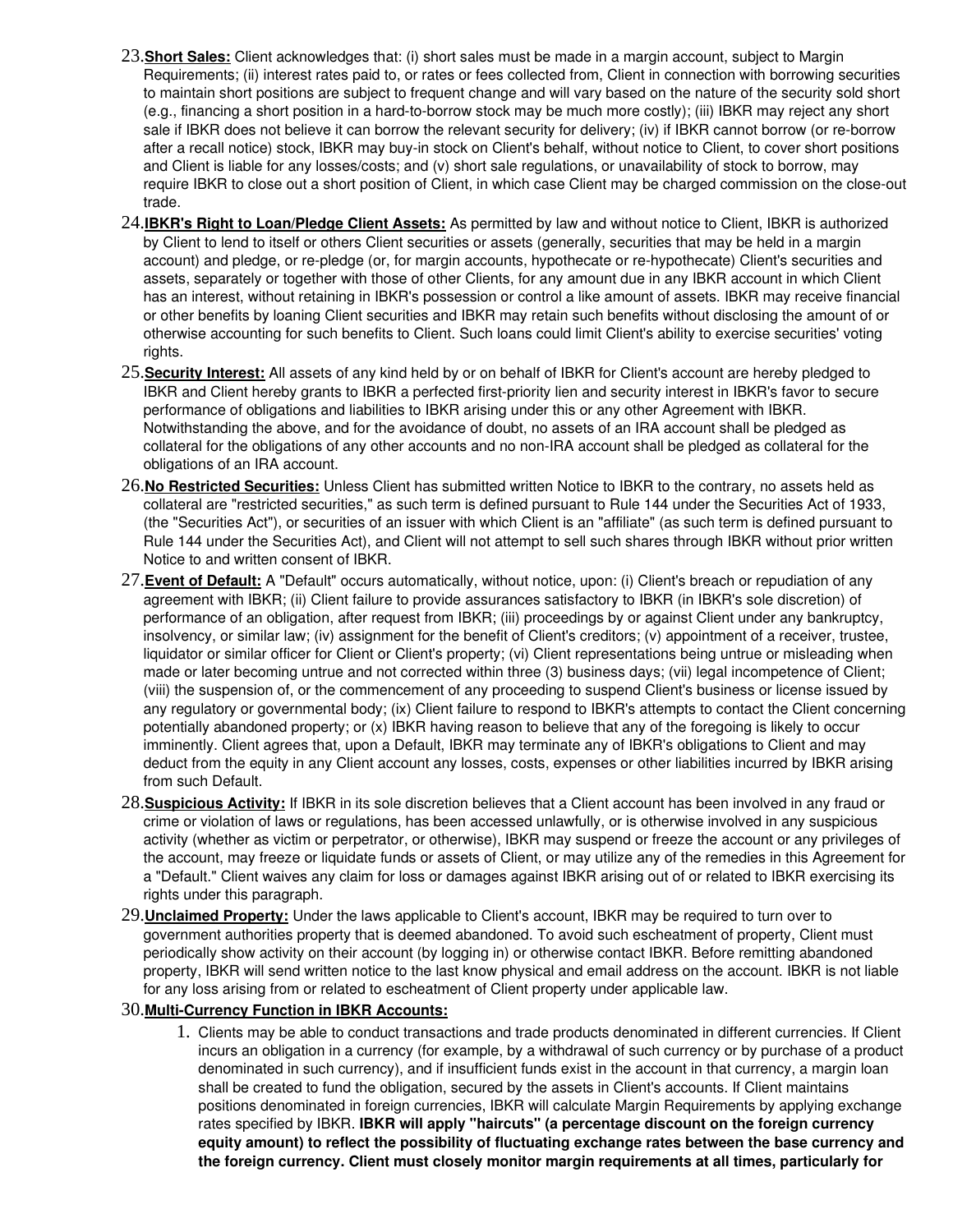23. **Short Sales:** Client acknowledges that: (i) short sales must be made in a margin account, subject to Margin Requirements; (ii) interest rates paid to, or rates or fees collected from, Client in connection with borrowing securities to maintain short positions are subject to frequent change and will vary based on the nature of the security sold short (e.g., financing a short position in a hard-to-borrow stock may be much more costly); (iii) IBKR may reject any short sale if IBKR does not believe it can borrow the relevant security for delivery; (iv) if IBKR cannot borrow (or re-borrow after a recall notice) stock, IBKR may buy-in stock on Client's behalf, without notice to Client, to cover short positions and Client is liable for any losses/costs; and (v) short sale regulations, or unavailability of stock to borrow, may require IBKR to close out a short position of Client, in which case Client may be charged commission on the close-out trade.
24. **IBKR's Right to Loan/Pledge Client Assets:** As permitted by law and without notice to Client, IBKR is authorized by Client to lend to itself or others Client securities or assets (generally, securities that may be held in a margin account) and pledge, or re-pledge (or, for margin accounts, hypothecate or re-hypothecate) Client's securities and assets, separately or together with those of other Clients, for any amount due in any IBKR account in which Client has an interest, without retaining in IBKR's possession or control a like amount of assets. IBKR may receive financial or other benefits by loaning Client securities and IBKR may retain such benefits without disclosing the amount of or otherwise accounting for such benefits to Client. Such loans could limit Client's ability to exercise securities' voting rights.
25. **Security Interest:** All assets of any kind held by or on behalf of IBKR for Client's account are hereby pledged to IBKR and Client hereby grants to IBKR a perfected first-priority lien and security interest in IBKR's favor to secure performance of obligations and liabilities to IBKR arising under this or any other Agreement with IBKR. Notwithstanding the above, and for the avoidance of doubt, no assets of an IRA account shall be pledged as collateral for the obligations of any other accounts and no non-IRA account shall be pledged as collateral for the obligations of an IRA account.
26. **No Restricted Securities:** Unless Client has submitted written Notice to IBKR to the contrary, no assets held as collateral are "restricted securities," as such term is defined pursuant to Rule 144 under the Securities Act of 1933, (the "Securities Act"), or securities of an issuer with which Client is an "affiliate" (as such term is defined pursuant to Rule 144 under the Securities Act), and Client will not attempt to sell such shares through IBKR without prior written Notice to and written consent of IBKR.
27. **Event of Default:** A "Default" occurs automatically, without notice, upon: (i) Client's breach or repudiation of any agreement with IBKR; (ii) Client failure to provide assurances satisfactory to IBKR (in IBKR's sole discretion) of performance of an obligation, after request from IBKR; (iii) proceedings by or against Client under any bankruptcy, insolvency, or similar law; (iv) assignment for the benefit of Client's creditors; (v) appointment of a receiver, trustee, liquidator or similar officer for Client or Client's property; (vi) Client representations being untrue or misleading when made or later becoming untrue and not corrected within three (3) business days; (vii) legal incompetence of Client; (viii) the suspension of, or the commencement of any proceeding to suspend Client's business or license issued by any regulatory or governmental body; (ix) Client failure to respond to IBKR's attempts to contact the Client concerning potentially abandoned property; or (x) IBKR having reason to believe that any of the foregoing is likely to occur imminently. Client agrees that, upon a Default, IBKR may terminate any of IBKR's obligations to Client and may deduct from the equity in any Client account any losses, costs, expenses or other liabilities incurred by IBKR arising from such Default.
28. **Suspicious Activity:** If IBKR in its sole discretion believes that a Client account has been involved in any fraud or crime or violation of laws or regulations, has been accessed unlawfully, or is otherwise involved in any suspicious activity (whether as victim or perpetrator, or otherwise), IBKR may suspend or freeze the account or any privileges of the account, may freeze or liquidate funds or assets of Client, or may utilize any of the remedies in this Agreement for a "Default." Client waives any claim for loss or damages against IBKR arising out of or related to IBKR exercising its rights under this paragraph.
29. **Unclaimed Property:** Under the laws applicable to Client's account, IBKR may be required to turn over to government authorities property that is deemed abandoned. To avoid such escheatment of property, Client must periodically show activity on their account (by logging in) or otherwise contact IBKR. Before remitting abandoned property, IBKR will send written notice to the last know physical and email address on the account. IBKR is not liable for any loss arising from or related to escheatment of Client property under applicable law.
30. **Multi-Currency Function in IBKR Accounts:**
    1. Clients may be able to conduct transactions and trade products denominated in different currencies. If Client incurs an obligation in a currency (for example, by a withdrawal of such currency or by purchase of a product denominated in such currency), and if insufficient funds exist in the account in that currency, a margin loan shall be created to fund the obligation, secured by the assets in Client's accounts. If Client maintains positions denominated in foreign currencies, IBKR will calculate Margin Requirements by applying exchange rates specified by IBKR. **IBKR will apply "haircuts" (a percentage discount on the foreign currency equity amount) to reflect the possibility of fluctuating exchange rates between the base currency and the foreign currency. Client must closely monitor margin requirements at all times, particularly for**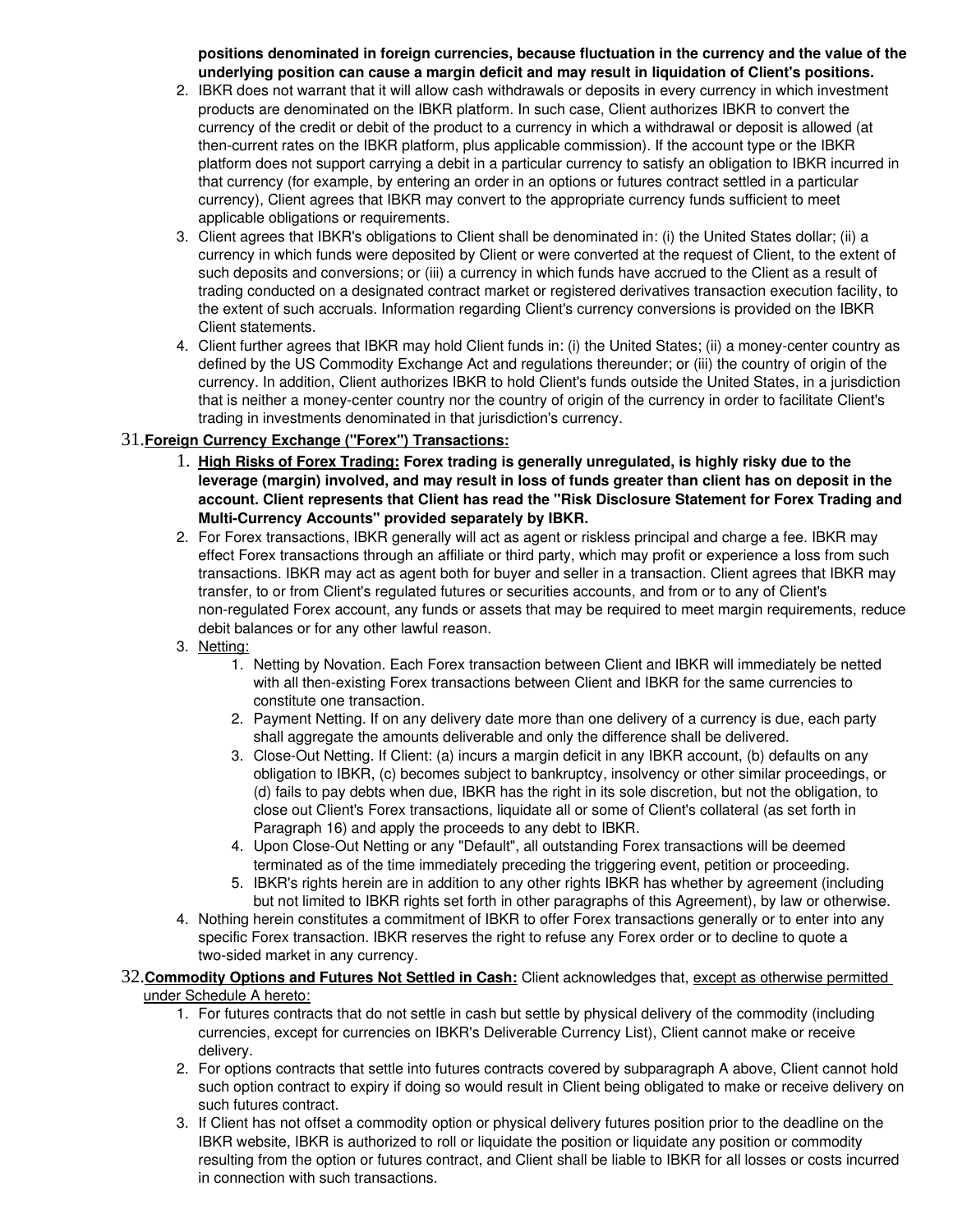**positions denominated in foreign currencies, because fluctuation in the currency and the value of the underlying position can cause a margin deficit and may result in liquidation of Client's positions.**

2. IBKR does not warrant that it will allow cash withdrawals or deposits in every currency in which investment products are denominated on the IBKR platform. In such case, Client authorizes IBKR to convert the currency of the credit or debit of the product to a currency in which a withdrawal or deposit is allowed (at then-current rates on the IBKR platform, plus applicable commission). If the account type or the IBKR platform does not support carrying a debit in a particular currency to satisfy an obligation to IBKR incurred in that currency (for example, by entering an order in an options or futures contract settled in a particular currency), Client agrees that IBKR may convert to the appropriate currency funds sufficient to meet applicable obligations or requirements.
3. Client agrees that IBKR's obligations to Client shall be denominated in: (i) the United States dollar; (ii) a currency in which funds were deposited by Client or were converted at the request of Client, to the extent of such deposits and conversions; or (iii) a currency in which funds have accrued to the Client as a result of trading conducted on a designated contract market or registered derivatives transaction execution facility, to the extent of such accruals. Information regarding Client's currency conversions is provided on the IBKR Client statements.
4. Client further agrees that IBKR may hold Client funds in: (i) the United States; (ii) a money-center country as defined by the US Commodity Exchange Act and regulations thereunder; or (iii) the country of origin of the currency. In addition, Client authorizes IBKR to hold Client's funds outside the United States, in a jurisdiction that is neither a money-center country nor the country of origin of the currency in order to facilitate Client's trading in investments denominated in that jurisdiction's currency.

31. **Foreign Currency Exchange ("Forex") Transactions:**
    1. **High Risks of Forex Trading: Forex trading is generally unregulated, is highly risky due to the leverage (margin) involved, and may result in loss of funds greater than client has on deposit in the account. Client represents that Client has read the "Risk Disclosure Statement for Forex Trading and Multi-Currency Accounts" provided separately by IBKR.**
    2. For Forex transactions, IBKR generally will act as agent or riskless principal and charge a fee. IBKR may effect Forex transactions through an affiliate or third party, which may profit or experience a loss from such transactions. IBKR may act as agent both for buyer and seller in a transaction. Client agrees that IBKR may transfer, to or from Client's regulated futures or securities accounts, and from or to any of Client's non-regulated Forex account, any funds or assets that may be required to meet margin requirements, reduce debit balances or for any other lawful reason.
    3. Netting:
        1. Netting by Novation. Each Forex transaction between Client and IBKR will immediately be netted with all then-existing Forex transactions between Client and IBKR for the same currencies to constitute one transaction.
        2. Payment Netting. If on any delivery date more than one delivery of a currency is due, each party shall aggregate the amounts deliverable and only the difference shall be delivered.
        3. Close-Out Netting. If Client: (a) incurs a margin deficit in any IBKR account, (b) defaults on any obligation to IBKR, (c) becomes subject to bankruptcy, insolvency or other similar proceedings, or (d) fails to pay debts when due, IBKR has the right in its sole discretion, but not the obligation, to close out Client's Forex transactions, liquidate all or some of Client's collateral (as set forth in Paragraph 16) and apply the proceeds to any debt to IBKR.
        4. Upon Close-Out Netting or any "Default", all outstanding Forex transactions will be deemed terminated as of the time immediately preceding the triggering event, petition or proceeding.
        5. IBKR's rights herein are in addition to any other rights IBKR has whether by agreement (including but not limited to IBKR rights set forth in other paragraphs of this Agreement), by law or otherwise.
    4. Nothing herein constitutes a commitment of IBKR to offer Forex transactions generally or to enter into any specific Forex transaction. IBKR reserves the right to refuse any Forex order or to decline to quote a two-sided market in any currency.

32. **Commodity Options and Futures Not Settled in Cash:** Client acknowledges that, except as otherwise permitted under Schedule A hereto:
    1. For futures contracts that do not settle in cash but settle by physical delivery of the commodity (including currencies, except for currencies on IBKR's Deliverable Currency List), Client cannot make or receive delivery.
    2. For options contracts that settle into futures contracts covered by subparagraph A above, Client cannot hold such option contract to expiry if doing so would result in Client being obligated to make or receive delivery on such futures contract.
    3. If Client has not offset a commodity option or physical delivery futures position prior to the deadline on the IBKR website, IBKR is authorized to roll or liquidate the position or liquidate any position or commodity resulting from the option or futures contract, and Client shall be liable to IBKR for all losses or costs incurred in connection with such transactions.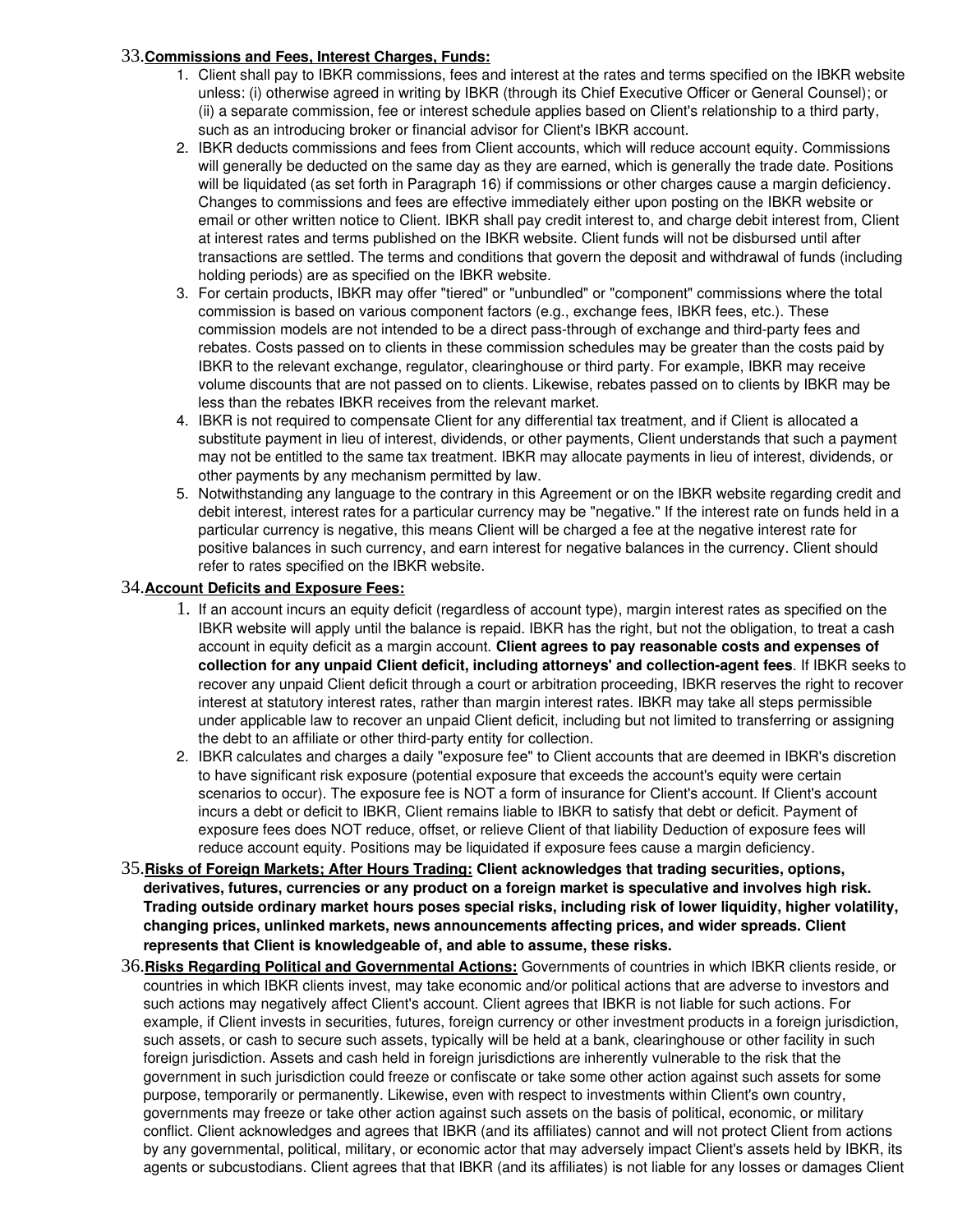33.**<u>Commissions and Fees, Interest Charges, Funds:</u>**

1. Client shall pay to IBKR commissions, fees and interest at the rates and terms specified on the IBKR website unless: (i) otherwise agreed in writing by IBKR (through its Chief Executive Officer or General Counsel); or (ii) a separate commission, fee or interest schedule applies based on Client's relationship to a third party, such as an introducing broker or financial advisor for Client's IBKR account.
2. IBKR deducts commissions and fees from Client accounts, which will reduce account equity. Commissions will generally be deducted on the same day as they are earned, which is generally the trade date. Positions will be liquidated (as set forth in Paragraph 16) if commissions or other charges cause a margin deficiency. Changes to commissions and fees are effective immediately either upon posting on the IBKR website or email or other written notice to Client. IBKR shall pay credit interest to, and charge debit interest from, Client at interest rates and terms published on the IBKR website. Client funds will not be disbursed until after transactions are settled. The terms and conditions that govern the deposit and withdrawal of funds (including holding periods) are as specified on the IBKR website.
3. For certain products, IBKR may offer "tiered" or "unbundled" or "component" commissions where the total commission is based on various component factors (e.g., exchange fees, IBKR fees, etc.). These commission models are not intended to be a direct pass-through of exchange and third-party fees and rebates. Costs passed on to clients in these commission schedules may be greater than the costs paid by IBKR to the relevant exchange, regulator, clearinghouse or third party. For example, IBKR may receive volume discounts that are not passed on to clients. Likewise, rebates passed on to clients by IBKR may be less than the rebates IBKR receives from the relevant market.
4. IBKR is not required to compensate Client for any differential tax treatment, and if Client is allocated a substitute payment in lieu of interest, dividends, or other payments, Client understands that such a payment may not be entitled to the same tax treatment. IBKR may allocate payments in lieu of interest, dividends, or other payments by any mechanism permitted by law.
5. Notwithstanding any language to the contrary in this Agreement or on the IBKR website regarding credit and debit interest, interest rates for a particular currency may be "negative." If the interest rate on funds held in a particular currency is negative, this means Client will be charged a fee at the negative interest rate for positive balances in such currency, and earn interest for negative balances in the currency. Client should refer to rates specified on the IBKR website.

34.**<u>Account Deficits and Exposure Fees:</u>**

1. If an account incurs an equity deficit (regardless of account type), margin interest rates as specified on the IBKR website will apply until the balance is repaid. IBKR has the right, but not the obligation, to treat a cash account in equity deficit as a margin account. **Client agrees to pay reasonable costs and expenses of collection for any unpaid Client deficit, including attorneys' and collection-agent fees**. If IBKR seeks to recover any unpaid Client deficit through a court or arbitration proceeding, IBKR reserves the right to recover interest at statutory interest rates, rather than margin interest rates. IBKR may take all steps permissible under applicable law to recover an unpaid Client deficit, including but not limited to transferring or assigning the debt to an affiliate or other third-party entity for collection.
2. IBKR calculates and charges a daily "exposure fee" to Client accounts that are deemed in IBKR's discretion to have significant risk exposure (potential exposure that exceeds the account's equity were certain scenarios to occur). The exposure fee is NOT a form of insurance for Client's account. If Client's account incurs a debt or deficit to IBKR, Client remains liable to IBKR to satisfy that debt or deficit. Payment of exposure fees does NOT reduce, offset, or relieve Client of that liability Deduction of exposure fees will reduce account equity. Positions may be liquidated if exposure fees cause a margin deficiency.

35.**<u>Risks of Foreign Markets; After Hours Trading:</u> Client acknowledges that trading securities, options, derivatives, futures, currencies or any product on a foreign market is speculative and involves high risk. Trading outside ordinary market hours poses special risks, including risk of lower liquidity, higher volatility, changing prices, unlinked markets, news announcements affecting prices, and wider spreads. Client represents that Client is knowledgeable of, and able to assume, these risks.**

36.**<u>Risks Regarding Political and Governmental Actions:</u>** Governments of countries in which IBKR clients reside, or countries in which IBKR clients invest, may take economic and/or political actions that are adverse to investors and such actions may negatively affect Client's account. Client agrees that IBKR is not liable for such actions. For example, if Client invests in securities, futures, foreign currency or other investment products in a foreign jurisdiction, such assets, or cash to secure such assets, typically will be held at a bank, clearinghouse or other facility in such foreign jurisdiction. Assets and cash held in foreign jurisdictions are inherently vulnerable to the risk that the government in such jurisdiction could freeze or confiscate or take some other action against such assets for some purpose, temporarily or permanently. Likewise, even with respect to investments within Client's own country, governments may freeze or take other action against such assets on the basis of political, economic, or military conflict. Client acknowledges and agrees that IBKR (and its affiliates) cannot and will not protect Client from actions by any governmental, political, military, or economic actor that may adversely impact Client's assets held by IBKR, its agents or subcustodians. Client agrees that that IBKR (and its affiliates) is not liable for any losses or damages Client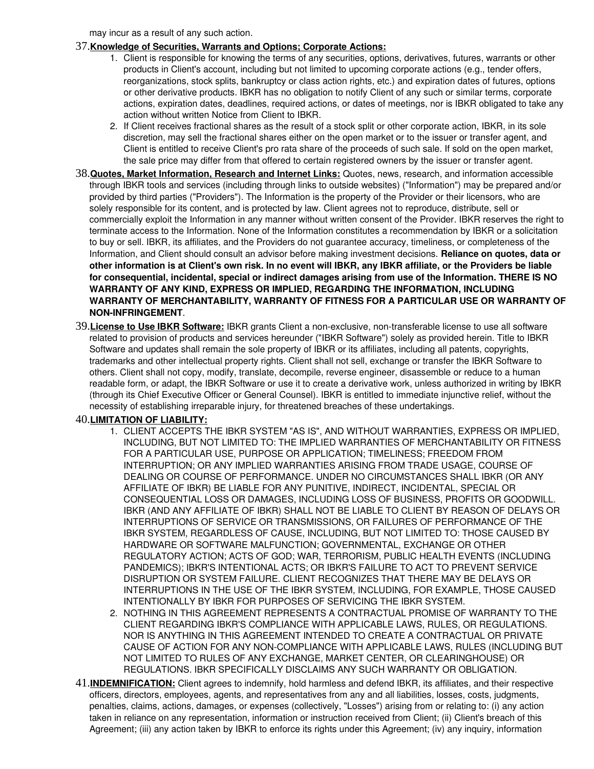may incur as a result of any such action.

37. **Knowledge of Securities, Warrants and Options; Corporate Actions:**
    1. Client is responsible for knowing the terms of any securities, options, derivatives, futures, warrants or other products in Client's account, including but not limited to upcoming corporate actions (e.g., tender offers, reorganizations, stock splits, bankruptcy or class action rights, etc.) and expiration dates of futures, options or other derivative products. IBKR has no obligation to notify Client of any such or similar terms, corporate actions, expiration dates, deadlines, required actions, or dates of meetings, nor is IBKR obligated to take any action without written Notice from Client to IBKR.
    2. If Client receives fractional shares as the result of a stock split or other corporate action, IBKR, in its sole discretion, may sell the fractional shares either on the open market or to the issuer or transfer agent, and Client is entitled to receive Client's pro rata share of the proceeds of such sale. If sold on the open market, the sale price may differ from that offered to certain registered owners by the issuer or transfer agent.

38. **Quotes, Market Information, Research and Internet Links:** Quotes, news, research, and information accessible through IBKR tools and services (including through links to outside websites) ("Information") may be prepared and/or provided by third parties ("Providers"). The Information is the property of the Provider or their licensors, who are solely responsible for its content, and is protected by law. Client agrees not to reproduce, distribute, sell or commercially exploit the Information in any manner without written consent of the Provider. IBKR reserves the right to terminate access to the Information. None of the Information constitutes a recommendation by IBKR or a solicitation to buy or sell. IBKR, its affiliates, and the Providers do not guarantee accuracy, timeliness, or completeness of the Information, and Client should consult an advisor before making investment decisions. **Reliance on quotes, data or other information is at Client's own risk. In no event will IBKR, any IBKR affiliate, or the Providers be liable for consequential, incidental, special or indirect damages arising from use of the Information. THERE IS NO WARRANTY OF ANY KIND, EXPRESS OR IMPLIED, REGARDING THE INFORMATION, INCLUDING WARRANTY OF MERCHANTABILITY, WARRANTY OF FITNESS FOR A PARTICULAR USE OR WARRANTY OF NON-INFRINGEMENT**.

39. **License to Use IBKR Software:** IBKR grants Client a non-exclusive, non-transferable license to use all software related to provision of products and services hereunder ("IBKR Software") solely as provided herein. Title to IBKR Software and updates shall remain the sole property of IBKR or its affiliates, including all patents, copyrights, trademarks and other intellectual property rights. Client shall not sell, exchange or transfer the IBKR Software to others. Client shall not copy, modify, translate, decompile, reverse engineer, disassemble or reduce to a human readable form, or adapt, the IBKR Software or use it to create a derivative work, unless authorized in writing by IBKR (through its Chief Executive Officer or General Counsel). IBKR is entitled to immediate injunctive relief, without the necessity of establishing irreparable injury, for threatened breaches of these undertakings.

40. **LIMITATION OF LIABILITY:**
    1. CLIENT ACCEPTS THE IBKR SYSTEM "AS IS", AND WITHOUT WARRANTIES, EXPRESS OR IMPLIED, INCLUDING, BUT NOT LIMITED TO: THE IMPLIED WARRANTIES OF MERCHANTABILITY OR FITNESS FOR A PARTICULAR USE, PURPOSE OR APPLICATION; TIMELINESS; FREEDOM FROM INTERRUPTION; OR ANY IMPLIED WARRANTIES ARISING FROM TRADE USAGE, COURSE OF DEALING OR COURSE OF PERFORMANCE. UNDER NO CIRCUMSTANCES SHALL IBKR (OR ANY AFFILIATE OF IBKR) BE LIABLE FOR ANY PUNITIVE, INDIRECT, INCIDENTAL, SPECIAL OR CONSEQUENTIAL LOSS OR DAMAGES, INCLUDING LOSS OF BUSINESS, PROFITS OR GOODWILL. IBKR (AND ANY AFFILIATE OF IBKR) SHALL NOT BE LIABLE TO CLIENT BY REASON OF DELAYS OR INTERRUPTIONS OF SERVICE OR TRANSMISSIONS, OR FAILURES OF PERFORMANCE OF THE IBKR SYSTEM, REGARDLESS OF CAUSE, INCLUDING, BUT NOT LIMITED TO: THOSE CAUSED BY HARDWARE OR SOFTWARE MALFUNCTION; GOVERNMENTAL, EXCHANGE OR OTHER REGULATORY ACTION; ACTS OF GOD; WAR, TERRORISM, PUBLIC HEALTH EVENTS (INCLUDING PANDEMICS); IBKR'S INTENTIONAL ACTS; OR IBKR'S FAILURE TO ACT TO PREVENT SERVICE DISRUPTION OR SYSTEM FAILURE. CLIENT RECOGNIZES THAT THERE MAY BE DELAYS OR INTERRUPTIONS IN THE USE OF THE IBKR SYSTEM, INCLUDING, FOR EXAMPLE, THOSE CAUSED INTENTIONALLY BY IBKR FOR PURPOSES OF SERVICING THE IBKR SYSTEM.
    2. NOTHING IN THIS AGREEMENT REPRESENTS A CONTRACTUAL PROMISE OF WARRANTY TO THE CLIENT REGARDING IBKR'S COMPLIANCE WITH APPLICABLE LAWS, RULES, OR REGULATIONS. NOR IS ANYTHING IN THIS AGREEMENT INTENDED TO CREATE A CONTRACTUAL OR PRIVATE CAUSE OF ACTION FOR ANY NON-COMPLIANCE WITH APPLICABLE LAWS, RULES (INCLUDING BUT NOT LIMITED TO RULES OF ANY EXCHANGE, MARKET CENTER, OR CLEARINGHOUSE) OR REGULATIONS. IBKR SPECIFICALLY DISCLAIMS ANY SUCH WARRANTY OR OBLIGATION.

41. **INDEMNIFICATION:** Client agrees to indemnify, hold harmless and defend IBKR, its affiliates, and their respective officers, directors, employees, agents, and representatives from any and all liabilities, losses, costs, judgments, penalties, claims, actions, damages, or expenses (collectively, "Losses") arising from or relating to: (i) any action taken in reliance on any representation, information or instruction received from Client; (ii) Client's breach of this Agreement; (iii) any action taken by IBKR to enforce its rights under this Agreement; (iv) any inquiry, information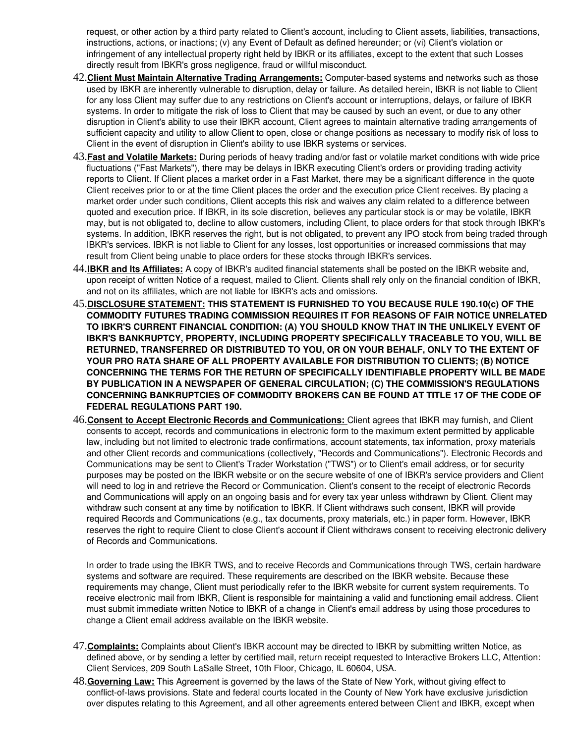request, or other action by a third party related to Client's account, including to Client assets, liabilities, transactions, instructions, actions, or inactions; (v) any Event of Default as defined hereunder; or (vi) Client's violation or infringement of any intellectual property right held by IBKR or its affiliates, except to the extent that such Losses directly result from IBKR's gross negligence, fraud or willful misconduct.

42. **Client Must Maintain Alternative Trading Arrangements:** Computer-based systems and networks such as those used by IBKR are inherently vulnerable to disruption, delay or failure. As detailed herein, IBKR is not liable to Client for any loss Client may suffer due to any restrictions on Client's account or interruptions, delays, or failure of IBKR systems. In order to mitigate the risk of loss to Client that may be caused by such an event, or due to any other disruption in Client's ability to use their IBKR account, Client agrees to maintain alternative trading arrangements of sufficient capacity and utility to allow Client to open, close or change positions as necessary to modify risk of loss to Client in the event of disruption in Client's ability to use IBKR systems or services.

43. **Fast and Volatile Markets:** During periods of heavy trading and/or fast or volatile market conditions with wide price fluctuations ("Fast Markets"), there may be delays in IBKR executing Client's orders or providing trading activity reports to Client. If Client places a market order in a Fast Market, there may be a significant difference in the quote Client receives prior to or at the time Client places the order and the execution price Client receives. By placing a market order under such conditions, Client accepts this risk and waives any claim related to a difference between quoted and execution price. If IBKR, in its sole discretion, believes any particular stock is or may be volatile, IBKR may, but is not obligated to, decline to allow customers, including Client, to place orders for that stock through IBKR's systems. In addition, IBKR reserves the right, but is not obligated, to prevent any IPO stock from being traded through IBKR's services. IBKR is not liable to Client for any losses, lost opportunities or increased commissions that may result from Client being unable to place orders for these stocks through IBKR's services.

44. **IBKR and Its Affiliates:** A copy of IBKR's audited financial statements shall be posted on the IBKR website and, upon receipt of written Notice of a request, mailed to Client. Clients shall rely only on the financial condition of IBKR, and not on its affiliates, which are not liable for IBKR's acts and omissions.

45. **DISCLOSURE STATEMENT: THIS STATEMENT IS FURNISHED TO YOU BECAUSE RULE 190.10(c) OF THE COMMODITY FUTURES TRADING COMMISSION REQUIRES IT FOR REASONS OF FAIR NOTICE UNRELATED TO IBKR'S CURRENT FINANCIAL CONDITION: (A) YOU SHOULD KNOW THAT IN THE UNLIKELY EVENT OF IBKR'S BANKRUPTCY, PROPERTY, INCLUDING PROPERTY SPECIFICALLY TRACEABLE TO YOU, WILL BE RETURNED, TRANSFERRED OR DISTRIBUTED TO YOU, OR ON YOUR BEHALF, ONLY TO THE EXTENT OF YOUR PRO RATA SHARE OF ALL PROPERTY AVAILABLE FOR DISTRIBUTION TO CLIENTS; (B) NOTICE CONCERNING THE TERMS FOR THE RETURN OF SPECIFICALLY IDENTIFIABLE PROPERTY WILL BE MADE BY PUBLICATION IN A NEWSPAPER OF GENERAL CIRCULATION; (C) THE COMMISSION'S REGULATIONS CONCERNING BANKRUPTCIES OF COMMODITY BROKERS CAN BE FOUND AT TITLE 17 OF THE CODE OF FEDERAL REGULATIONS PART 190.**

46. **Consent to Accept Electronic Records and Communications:** Client agrees that IBKR may furnish, and Client consents to accept, records and communications in electronic form to the maximum extent permitted by applicable law, including but not limited to electronic trade confirmations, account statements, tax information, proxy materials and other Client records and communications (collectively, "Records and Communications"). Electronic Records and Communications may be sent to Client's Trader Workstation ("TWS") or to Client's email address, or for security purposes may be posted on the IBKR website or on the secure website of one of IBKR's service providers and Client will need to log in and retrieve the Record or Communication. Client's consent to the receipt of electronic Records and Communications will apply on an ongoing basis and for every tax year unless withdrawn by Client. Client may withdraw such consent at any time by notification to IBKR. If Client withdraws such consent, IBKR will provide required Records and Communications (e.g., tax documents, proxy materials, etc.) in paper form. However, IBKR reserves the right to require Client to close Client's account if Client withdraws consent to receiving electronic delivery of Records and Communications.

    In order to trade using the IBKR TWS, and to receive Records and Communications through TWS, certain hardware systems and software are required. These requirements are described on the IBKR website. Because these requirements may change, Client must periodically refer to the IBKR website for current system requirements. To receive electronic mail from IBKR, Client is responsible for maintaining a valid and functioning email address. Client must submit immediate written Notice to IBKR of a change in Client's email address by using those procedures to change a Client email address available on the IBKR website.

47. **Complaints:** Complaints about Client's IBKR account may be directed to IBKR by submitting written Notice, as defined above, or by sending a letter by certified mail, return receipt requested to Interactive Brokers LLC, Attention: Client Services, 209 South LaSalle Street, 10th Floor, Chicago, IL 60604, USA.

48. **Governing Law:** This Agreement is governed by the laws of the State of New York, without giving effect to conflict-of-laws provisions. State and federal courts located in the County of New York have exclusive jurisdiction over disputes relating to this Agreement, and all other agreements entered between Client and IBKR, except when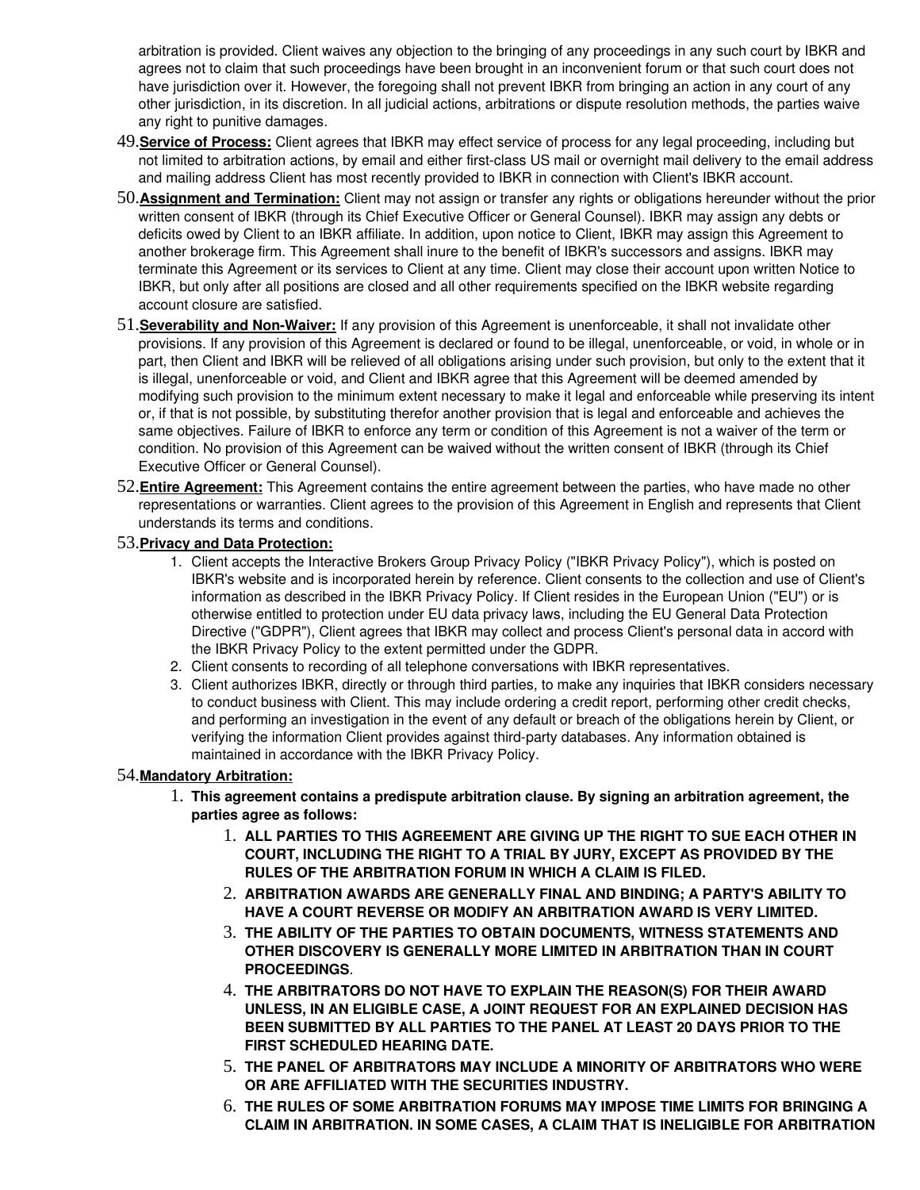arbitration is provided. Client waives any objection to the bringing of any proceedings in any such court by IBKR and agrees not to claim that such proceedings have been brought in an inconvenient forum or that such court does not have jurisdiction over it. However, the foregoing shall not prevent IBKR from bringing an action in any court of any other jurisdiction, in its discretion. In all judicial actions, arbitrations or dispute resolution methods, the parties waive any right to punitive damages.

49. **Service of Process:** Client agrees that IBKR may effect service of process for any legal proceeding, including but not limited to arbitration actions, by email and either first-class US mail or overnight mail delivery to the email address and mailing address Client has most recently provided to IBKR in connection with Client's IBKR account.

50. **Assignment and Termination:** Client may not assign or transfer any rights or obligations hereunder without the prior written consent of IBKR (through its Chief Executive Officer or General Counsel). IBKR may assign any debts or deficits owed by Client to an IBKR affiliate. In addition, upon notice to Client, IBKR may assign this Agreement to another brokerage firm. This Agreement shall inure to the benefit of IBKR's successors and assigns. IBKR may terminate this Agreement or its services to Client at any time. Client may close their account upon written Notice to IBKR, but only after all positions are closed and all other requirements specified on the IBKR website regarding account closure are satisfied.

51. **Severability and Non-Waiver:** If any provision of this Agreement is unenforceable, it shall not invalidate other provisions. If any provision of this Agreement is declared or found to be illegal, unenforceable, or void, in whole or in part, then Client and IBKR will be relieved of all obligations arising under such provision, but only to the extent that it is illegal, unenforceable or void, and Client and IBKR agree that this Agreement will be deemed amended by modifying such provision to the minimum extent necessary to make it legal and enforceable while preserving its intent or, if that is not possible, by substituting therefor another provision that is legal and enforceable and achieves the same objectives. Failure of IBKR to enforce any term or condition of this Agreement is not a waiver of the term or condition. No provision of this Agreement can be waived without the written consent of IBKR (through its Chief Executive Officer or General Counsel).

52. **Entire Agreement:** This Agreement contains the entire agreement between the parties, who have made no other representations or warranties. Client agrees to the provision of this Agreement in English and represents that Client understands its terms and conditions.

53. **Privacy and Data Protection:**
    1. Client accepts the Interactive Brokers Group Privacy Policy ("IBKR Privacy Policy"), which is posted on IBKR's website and is incorporated herein by reference. Client consents to the collection and use of Client's information as described in the IBKR Privacy Policy. If Client resides in the European Union ("EU") or is otherwise entitled to protection under EU data privacy laws, including the EU General Data Protection Directive ("GDPR"), Client agrees that IBKR may collect and process Client's personal data in accord with the IBKR Privacy Policy to the extent permitted under the GDPR.
    2. Client consents to recording of all telephone conversations with IBKR representatives.
    3. Client authorizes IBKR, directly or through third parties, to make any inquiries that IBKR considers necessary to conduct business with Client. This may include ordering a credit report, performing other credit checks, and performing an investigation in the event of any default or breach of the obligations herein by Client, or verifying the information Client provides against third-party databases. Any information obtained is maintained in accordance with the IBKR Privacy Policy.

54. **Mandatory Arbitration:**
    1. **This agreement contains a predispute arbitration clause. By signing an arbitration agreement, the parties agree as follows:**
        1. **ALL PARTIES TO THIS AGREEMENT ARE GIVING UP THE RIGHT TO SUE EACH OTHER IN COURT, INCLUDING THE RIGHT TO A TRIAL BY JURY, EXCEPT AS PROVIDED BY THE RULES OF THE ARBITRATION FORUM IN WHICH A CLAIM IS FILED.**
        2. **ARBITRATION AWARDS ARE GENERALLY FINAL AND BINDING; A PARTY'S ABILITY TO HAVE A COURT REVERSE OR MODIFY AN ARBITRATION AWARD IS VERY LIMITED.**
        3. **THE ABILITY OF THE PARTIES TO OBTAIN DOCUMENTS, WITNESS STATEMENTS AND OTHER DISCOVERY IS GENERALLY MORE LIMITED IN ARBITRATION THAN IN COURT PROCEEDINGS**.
        4. **THE ARBITRATORS DO NOT HAVE TO EXPLAIN THE REASON(S) FOR THEIR AWARD UNLESS, IN AN ELIGIBLE CASE, A JOINT REQUEST FOR AN EXPLAINED DECISION HAS BEEN SUBMITTED BY ALL PARTIES TO THE PANEL AT LEAST 20 DAYS PRIOR TO THE FIRST SCHEDULED HEARING DATE.**
        5. **THE PANEL OF ARBITRATORS MAY INCLUDE A MINORITY OF ARBITRATORS WHO WERE OR ARE AFFILIATED WITH THE SECURITIES INDUSTRY.**
        6. **THE RULES OF SOME ARBITRATION FORUMS MAY IMPOSE TIME LIMITS FOR BRINGING A CLAIM IN ARBITRATION. IN SOME CASES, A CLAIM THAT IS INELIGIBLE FOR ARBITRATION**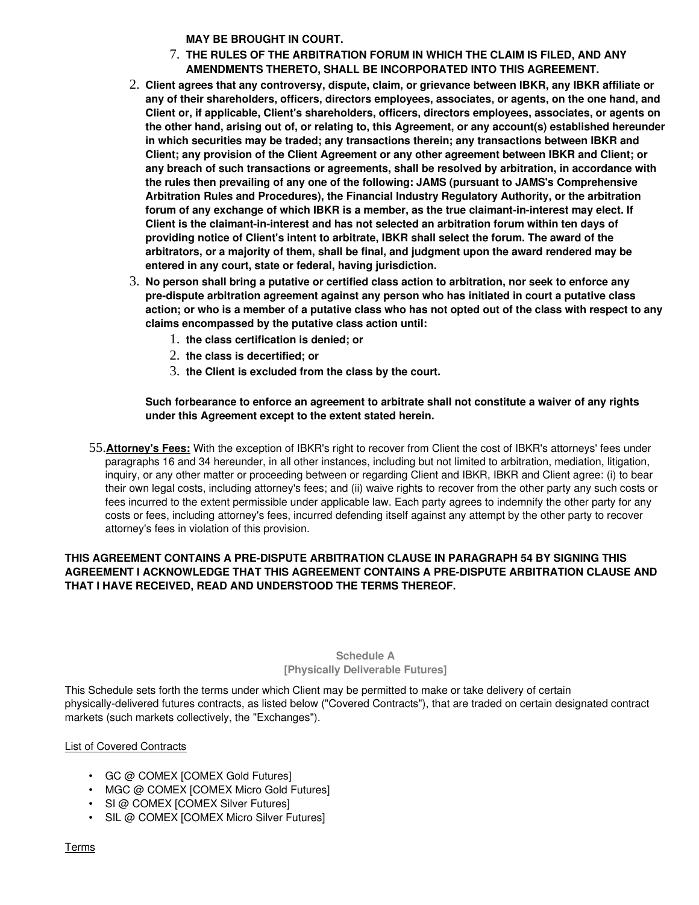**MAY BE BROUGHT IN COURT.**

7. **THE RULES OF THE ARBITRATION FORUM IN WHICH THE CLAIM IS FILED, AND ANY AMENDMENTS THERETO, SHALL BE INCORPORATED INTO THIS AGREEMENT.**

2. **Client agrees that any controversy, dispute, claim, or grievance between IBKR, any IBKR affiliate or any of their shareholders, officers, directors employees, associates, or agents, on the one hand, and Client or, if applicable, Client's shareholders, officers, directors employees, associates, or agents on the other hand, arising out of, or relating to, this Agreement, or any account(s) established hereunder in which securities may be traded; any transactions therein; any transactions between IBKR and Client; any provision of the Client Agreement or any other agreement between IBKR and Client; or any breach of such transactions or agreements, shall be resolved by arbitration, in accordance with the rules then prevailing of any one of the following: JAMS (pursuant to JAMS's Comprehensive Arbitration Rules and Procedures), the Financial Industry Regulatory Authority, or the arbitration forum of any exchange of which IBKR is a member, as the true claimant-in-interest may elect. If Client is the claimant-in-interest and has not selected an arbitration forum within ten days of providing notice of Client's intent to arbitrate, IBKR shall select the forum. The award of the arbitrators, or a majority of them, shall be final, and judgment upon the award rendered may be entered in any court, state or federal, having jurisdiction.**
3. **No person shall bring a putative or certified class action to arbitration, nor seek to enforce any pre-dispute arbitration agreement against any person who has initiated in court a putative class action; or who is a member of a putative class who has not opted out of the class with respect to any claims encompassed by the putative class action until:**
   1. **the class certification is denied; or**
   2. **the class is decertified; or**
   3. **the Client is excluded from the class by the court.**

   **Such forbearance to enforce an agreement to arbitrate shall not constitute a waiver of any rights under this Agreement except to the extent stated herein.**

55. **Attorney's Fees:** With the exception of IBKR's right to recover from Client the cost of IBKR's attorneys' fees under paragraphs 16 and 34 hereunder, in all other instances, including but not limited to arbitration, mediation, litigation, inquiry, or any other matter or proceeding between or regarding Client and IBKR, IBKR and Client agree: (i) to bear their own legal costs, including attorney's fees; and (ii) waive rights to recover from the other party any such costs or fees incurred to the extent permissible under applicable law. Each party agrees to indemnify the other party for any costs or fees, including attorney's fees, incurred defending itself against any attempt by the other party to recover attorney's fees in violation of this provision.

**THIS AGREEMENT CONTAINS A PRE-DISPUTE ARBITRATION CLAUSE IN PARAGRAPH 54 BY SIGNING THIS AGREEMENT I ACKNOWLEDGE THAT THIS AGREEMENT CONTAINS A PRE-DISPUTE ARBITRATION CLAUSE AND THAT I HAVE RECEIVED, READ AND UNDERSTOOD THE TERMS THEREOF.**

## Schedule A
## [Physically Deliverable Futures]

This Schedule sets forth the terms under which Client may be permitted to make or take delivery of certain physically-delivered futures contracts, as listed below ("Covered Contracts"), that are traded on certain designated contract markets (such markets collectively, the "Exchanges").

List of Covered Contracts

- GC @ COMEX [COMEX Gold Futures]
- MGC @ COMEX [COMEX Micro Gold Futures]
- SI @ COMEX [COMEX Silver Futures]
- SIL @ COMEX [COMEX Micro Silver Futures]

Terms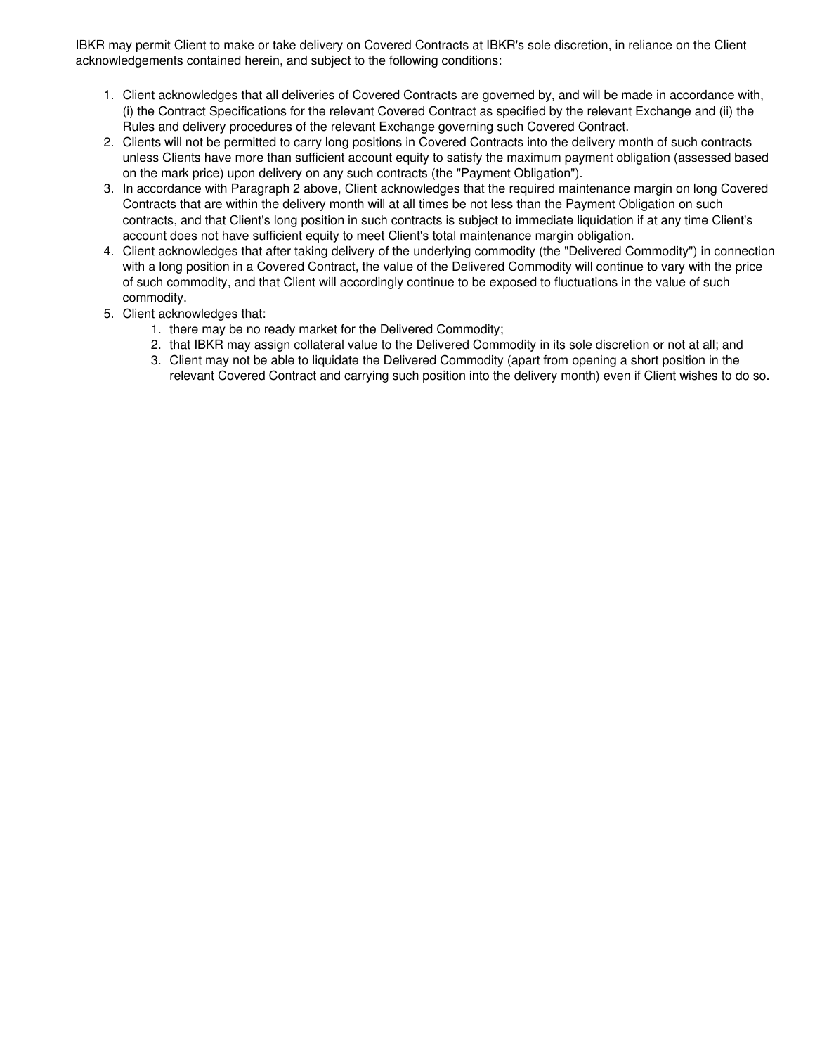IBKR may permit Client to make or take delivery on Covered Contracts at IBKR's sole discretion, in reliance on the Client acknowledgements contained herein, and subject to the following conditions:

1. Client acknowledges that all deliveries of Covered Contracts are governed by, and will be made in accordance with, (i) the Contract Specifications for the relevant Covered Contract as specified by the relevant Exchange and (ii) the Rules and delivery procedures of the relevant Exchange governing such Covered Contract.
2. Clients will not be permitted to carry long positions in Covered Contracts into the delivery month of such contracts unless Clients have more than sufficient account equity to satisfy the maximum payment obligation (assessed based on the mark price) upon delivery on any such contracts (the "Payment Obligation").
3. In accordance with Paragraph 2 above, Client acknowledges that the required maintenance margin on long Covered Contracts that are within the delivery month will at all times be not less than the Payment Obligation on such contracts, and that Client's long position in such contracts is subject to immediate liquidation if at any time Client's account does not have sufficient equity to meet Client's total maintenance margin obligation.
4. Client acknowledges that after taking delivery of the underlying commodity (the "Delivered Commodity") in connection with a long position in a Covered Contract, the value of the Delivered Commodity will continue to vary with the price of such commodity, and that Client will accordingly continue to be exposed to fluctuations in the value of such commodity.
5. Client acknowledges that:
    1. there may be no ready market for the Delivered Commodity;
    2. that IBKR may assign collateral value to the Delivered Commodity in its sole discretion or not at all; and
    3. Client may not be able to liquidate the Delivered Commodity (apart from opening a short position in the relevant Covered Contract and carrying such position into the delivery month) even if Client wishes to do so.